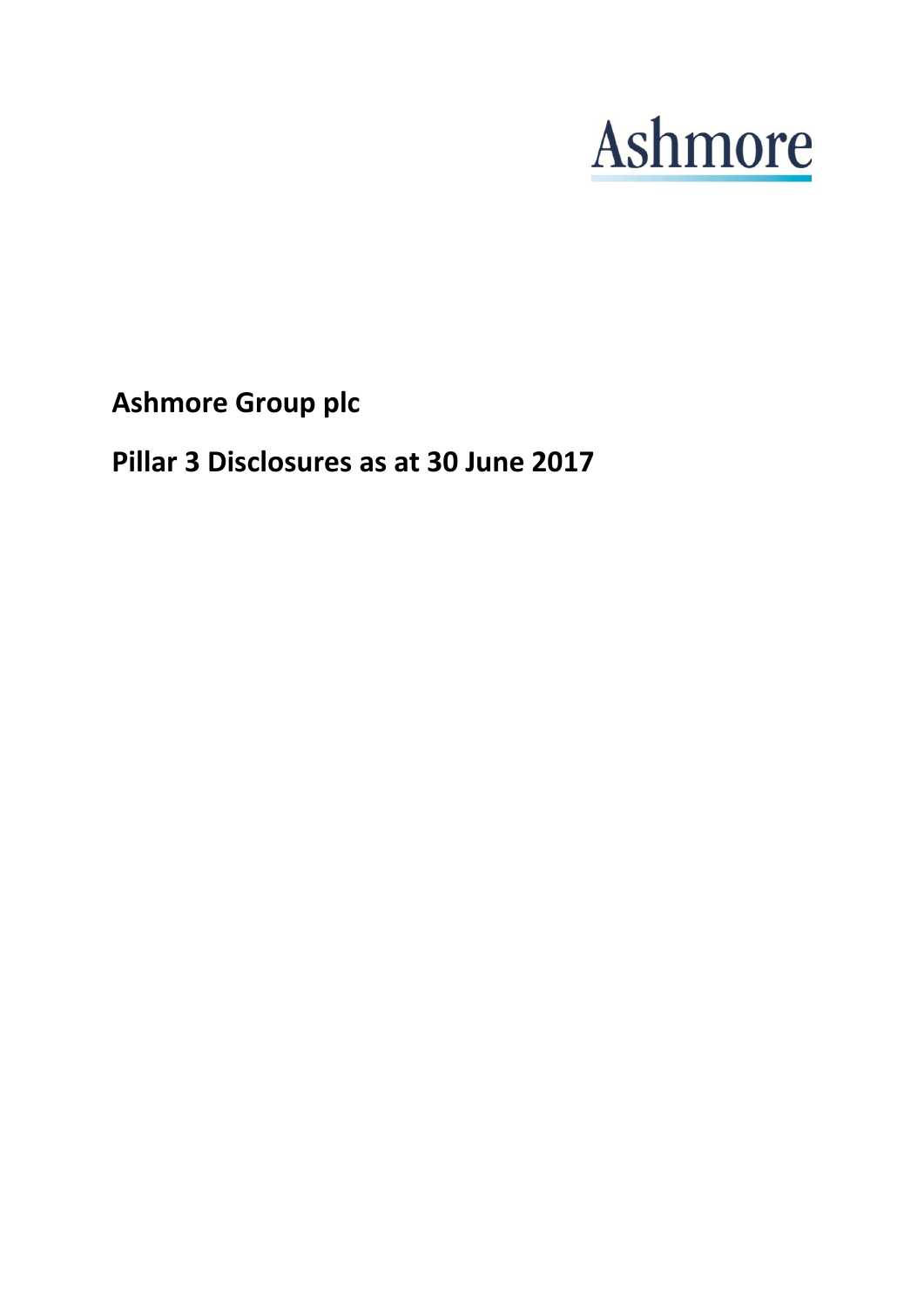Ashmore

# Ashmore Group plc

# Pillar 3 Disclosures as at 30 June 2017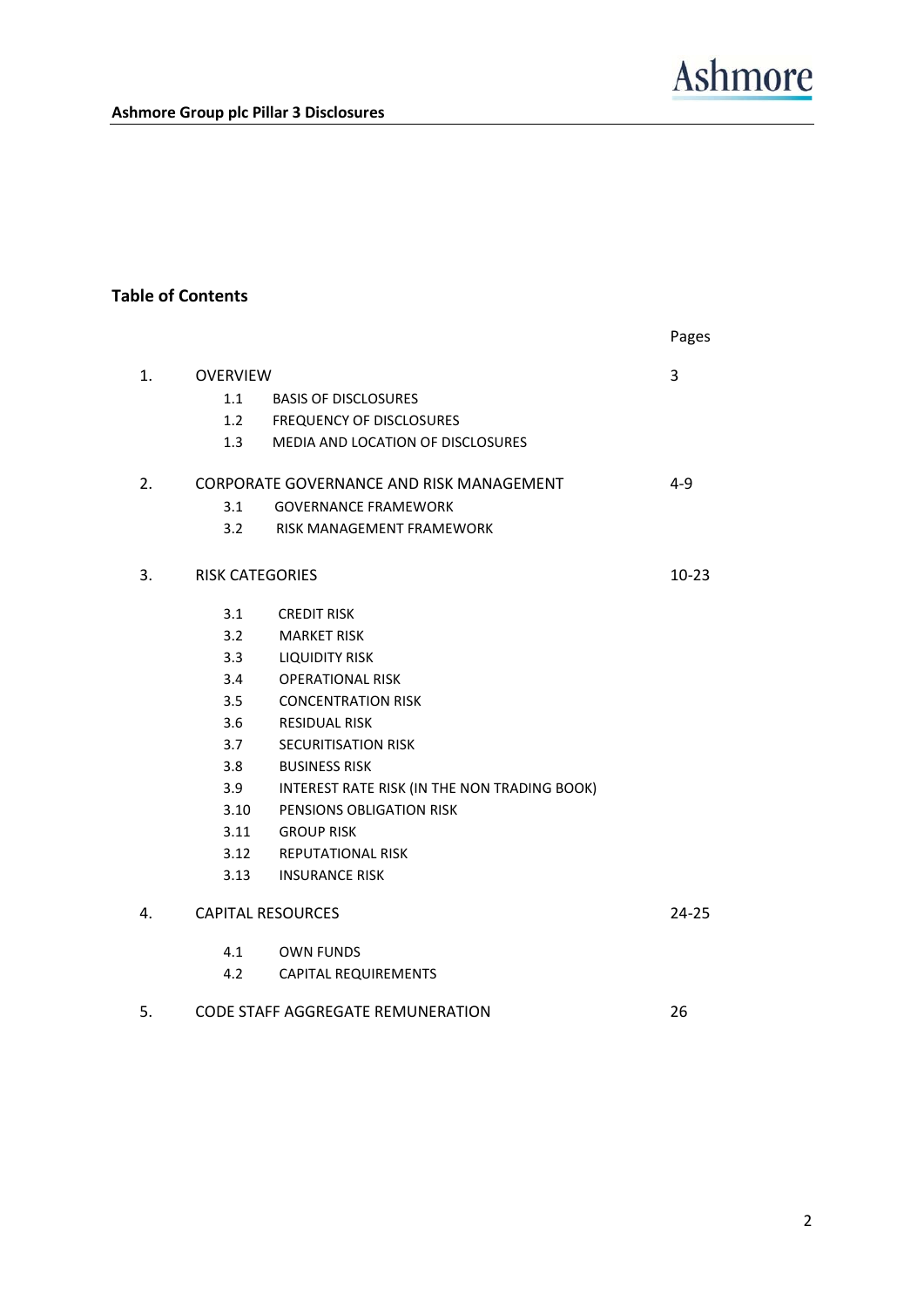## Table of Contents

| | | Pages |
|---|---|---|
| 1. | OVERVIEW | 3 |
| | 1.1 BASIS OF DISCLOSURES | |
| | 1.2 FREQUENCY OF DISCLOSURES | |
| | 1.3 MEDIA AND LOCATION OF DISCLOSURES | |
| 2. | CORPORATE GOVERNANCE AND RISK MANAGEMENT | 4-9 |
| | 3.1 GOVERNANCE FRAMEWORK | |
| | 3.2 RISK MANAGEMENT FRAMEWORK | |
| 3. | RISK CATEGORIES | 10-23 |
| | 3.1 CREDIT RISK | |
| | 3.2 MARKET RISK | |
| | 3.3 LIQUIDITY RISK | |
| | 3.4 OPERATIONAL RISK | |
| | 3.5 CONCENTRATION RISK | |
| | 3.6 RESIDUAL RISK | |
| | 3.7 SECURITISATION RISK | |
| | 3.8 BUSINESS RISK | |
| | 3.9 INTEREST RATE RISK (IN THE NON TRADING BOOK) | |
| | 3.10 PENSIONS OBLIGATION RISK | |
| | 3.11 GROUP RISK | |
| | 3.12 REPUTATIONAL RISK | |
| | 3.13 INSURANCE RISK | |
| 4. | CAPITAL RESOURCES | 24-25 |
| | 4.1 OWN FUNDS | |
| | 4.2 CAPITAL REQUIREMENTS | |
| 5. | CODE STAFF AGGREGATE REMUNERATION | 26 |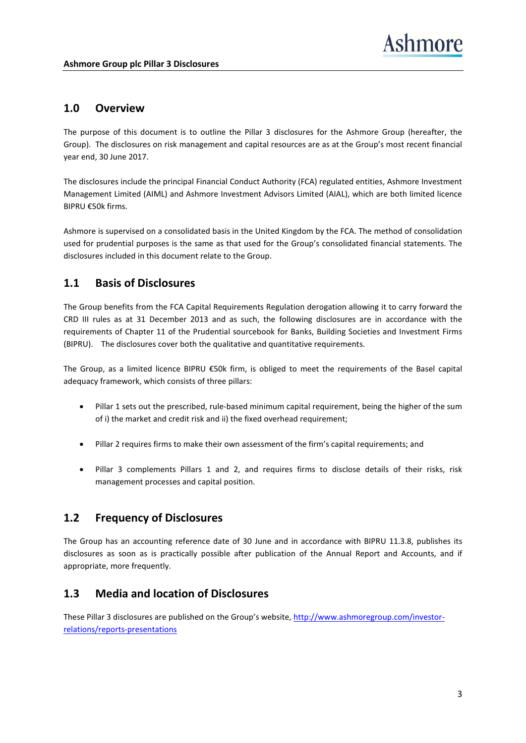## 1.0 Overview

The purpose of this document is to outline the Pillar 3 disclosures for the Ashmore Group (hereafter, the Group). The disclosures on risk management and capital resources are as at the Group's most recent financial year end, 30 June 2017.

The disclosures include the principal Financial Conduct Authority (FCA) regulated entities, Ashmore Investment Management Limited (AIML) and Ashmore Investment Advisors Limited (AIAL), which are both limited licence BIPRU €50k firms.

Ashmore is supervised on a consolidated basis in the United Kingdom by the FCA. The method of consolidation used for prudential purposes is the same as that used for the Group's consolidated financial statements. The disclosures included in this document relate to the Group.

## 1.1 Basis of Disclosures

The Group benefits from the FCA Capital Requirements Regulation derogation allowing it to carry forward the CRD III rules as at 31 December 2013 and as such, the following disclosures are in accordance with the requirements of Chapter 11 of the Prudential sourcebook for Banks, Building Societies and Investment Firms (BIPRU). The disclosures cover both the qualitative and quantitative requirements.

The Group, as a limited licence BIPRU €50k firm, is obliged to meet the requirements of the Basel capital adequacy framework, which consists of three pillars:

- Pillar 1 sets out the prescribed, rule-based minimum capital requirement, being the higher of the sum of i) the market and credit risk and ii) the fixed overhead requirement;
- Pillar 2 requires firms to make their own assessment of the firm's capital requirements; and
- Pillar 3 complements Pillars 1 and 2, and requires firms to disclose details of their risks, risk management processes and capital position.

## 1.2 Frequency of Disclosures

The Group has an accounting reference date of 30 June and in accordance with BIPRU 11.3.8, publishes its disclosures as soon as is practically possible after publication of the Annual Report and Accounts, and if appropriate, more frequently.

## 1.3 Media and location of Disclosures

These Pillar 3 disclosures are published on the Group's website, [http://www.ashmoregroup.com/investor-relations/reports-presentations](http://www.ashmoregroup.com/investor-relations/reports-presentations)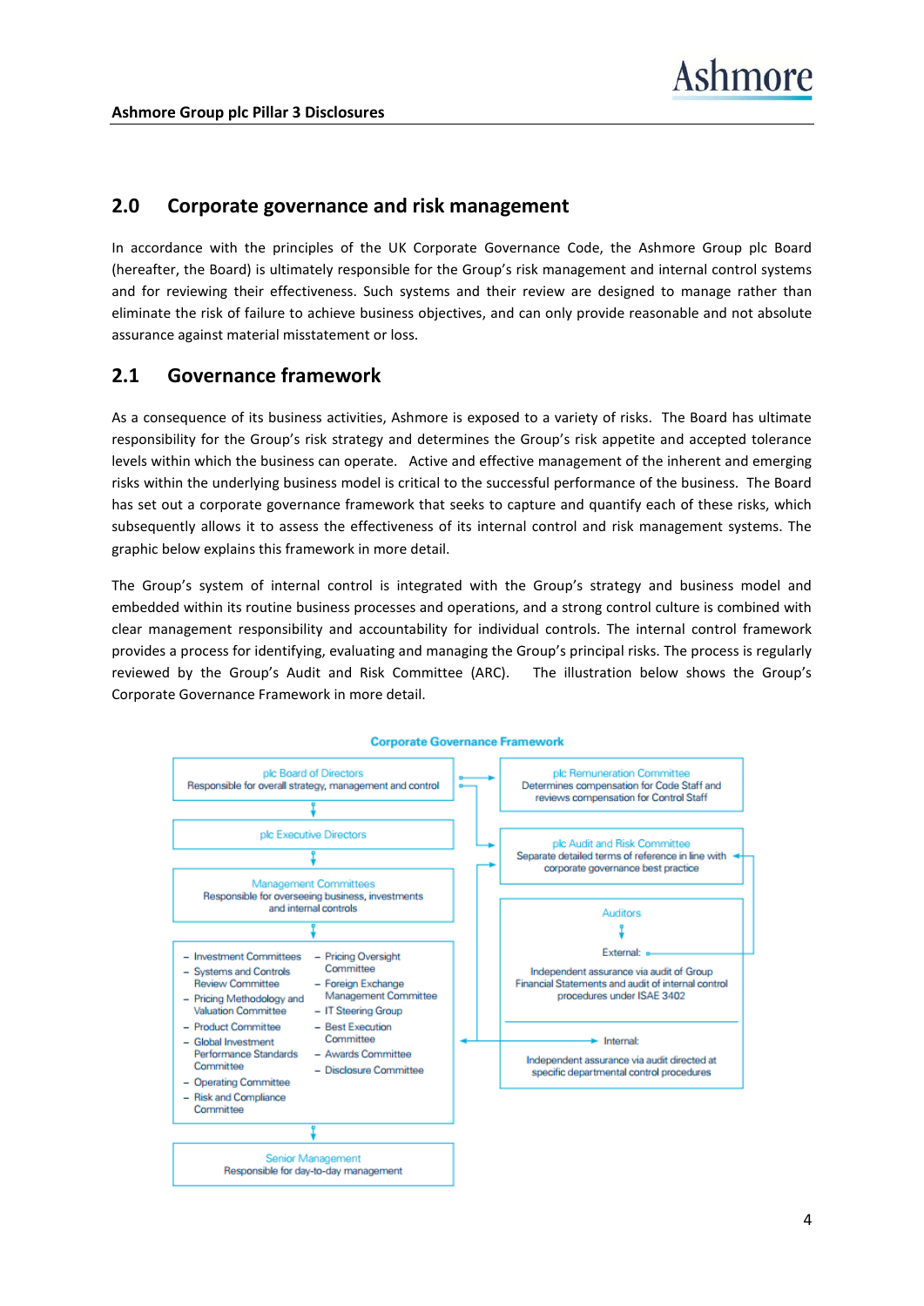## 2.0 Corporate governance and risk management

In accordance with the principles of the UK Corporate Governance Code, the Ashmore Group plc Board (hereafter, the Board) is ultimately responsible for the Group's risk management and internal control systems and for reviewing their effectiveness. Such systems and their review are designed to manage rather than eliminate the risk of failure to achieve business objectives, and can only provide reasonable and not absolute assurance against material misstatement or loss.

## 2.1 Governance framework

As a consequence of its business activities, Ashmore is exposed to a variety of risks. The Board has ultimate responsibility for the Group's risk strategy and determines the Group's risk appetite and accepted tolerance levels within which the business can operate. Active and effective management of the inherent and emerging risks within the underlying business model is critical to the successful performance of the business. The Board has set out a corporate governance framework that seeks to capture and quantify each of these risks, which subsequently allows it to assess the effectiveness of its internal control and risk management systems. The graphic below explains this framework in more detail.

The Group's system of internal control is integrated with the Group's strategy and business model and embedded within its routine business processes and operations, and a strong control culture is combined with clear management responsibility and accountability for individual controls. The internal control framework provides a process for identifying, evaluating and managing the Group's principal risks. The process is regularly reviewed by the Group's Audit and Risk Committee (ARC). The illustration below shows the Group's Corporate Governance Framework in more detail.

**Corporate Governance Framework**

**plc Board of Directors**
Responsible for overall strategy, management and control

↓

**plc Executive Directors**

↓

**Management Committees**
Responsible for overseeing business, investments and internal controls

↓

- Investment Committees
- Systems and Controls Review Committee
- Pricing Methodology and Valuation Committee
- Product Committee
- Global Investment Performance Standards Committee
- Operating Committee
- Risk and Compliance Committee
- Pricing Oversight Committee
- Foreign Exchange Management Committee
- IT Steering Group
- Best Execution Committee
- Awards Committee
- Disclosure Committee

↓

**Senior Management**
Responsible for day-to-day management

**plc Remuneration Committee**
Determines compensation for Code Staff and reviews compensation for Control Staff

**plc Audit and Risk Committee**
Separate detailed terms of reference in line with corporate governance best practice

**Auditors**

External:
Independent assurance via audit of Group Financial Statements and audit of internal control procedures under ISAE 3402

Internal:
Independent assurance via audit directed at specific departmental control procedures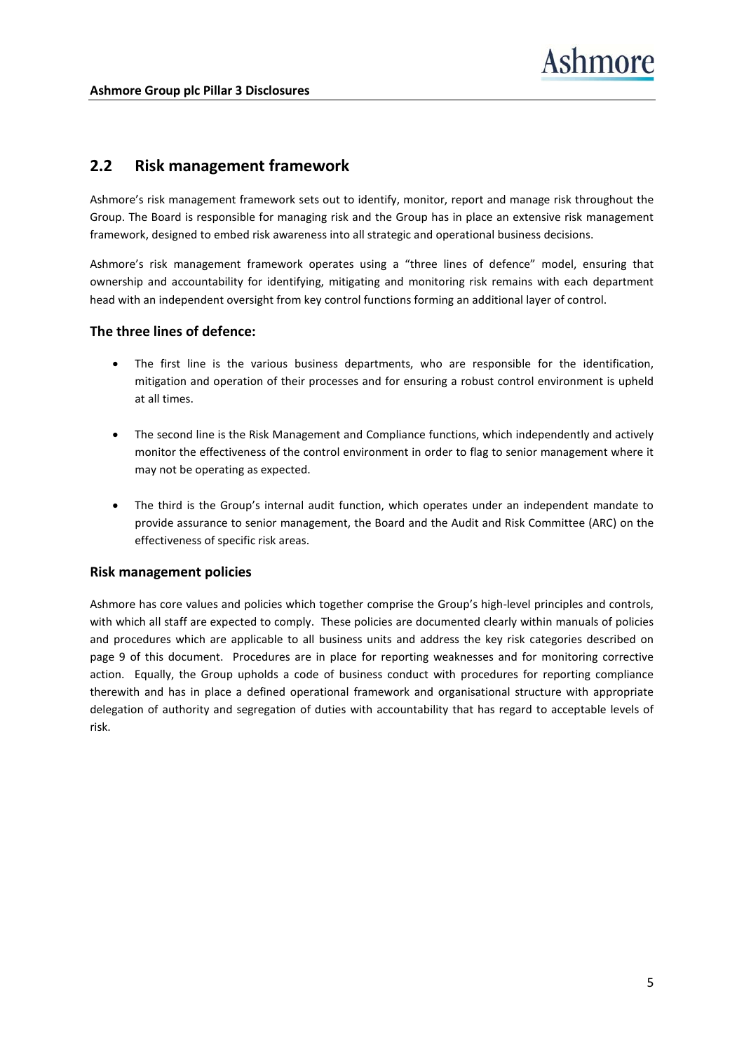## 2.2 Risk management framework

Ashmore's risk management framework sets out to identify, monitor, report and manage risk throughout the Group. The Board is responsible for managing risk and the Group has in place an extensive risk management framework, designed to embed risk awareness into all strategic and operational business decisions.

Ashmore's risk management framework operates using a "three lines of defence" model, ensuring that ownership and accountability for identifying, mitigating and monitoring risk remains with each department head with an independent oversight from key control functions forming an additional layer of control.

### The three lines of defence:

- The first line is the various business departments, who are responsible for the identification, mitigation and operation of their processes and for ensuring a robust control environment is upheld at all times.
- The second line is the Risk Management and Compliance functions, which independently and actively monitor the effectiveness of the control environment in order to flag to senior management where it may not be operating as expected.
- The third is the Group's internal audit function, which operates under an independent mandate to provide assurance to senior management, the Board and the Audit and Risk Committee (ARC) on the effectiveness of specific risk areas.

### Risk management policies

Ashmore has core values and policies which together comprise the Group's high-level principles and controls, with which all staff are expected to comply. These policies are documented clearly within manuals of policies and procedures which are applicable to all business units and address the key risk categories described on page 9 of this document. Procedures are in place for reporting weaknesses and for monitoring corrective action. Equally, the Group upholds a code of business conduct with procedures for reporting compliance therewith and has in place a defined operational framework and organisational structure with appropriate delegation of authority and segregation of duties with accountability that has regard to acceptable levels of risk.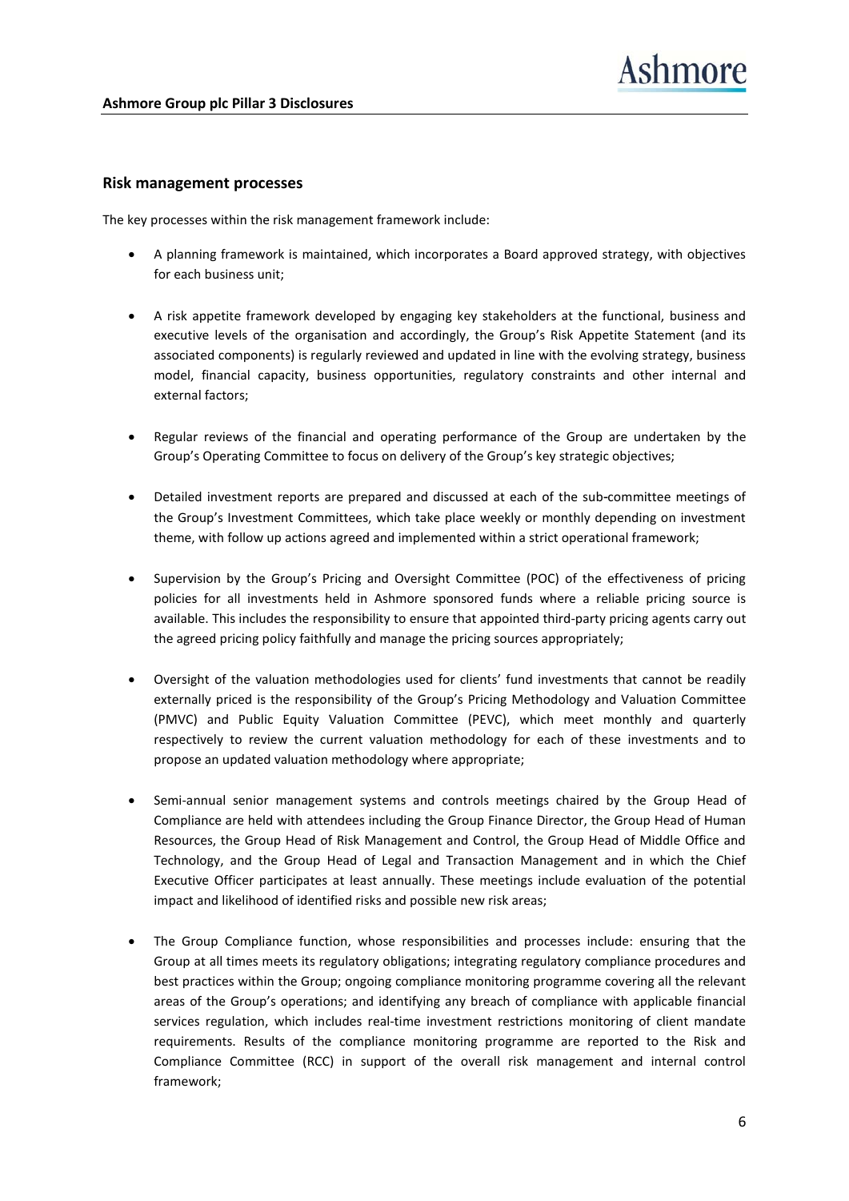## Risk management processes

The key processes within the risk management framework include:

- A planning framework is maintained, which incorporates a Board approved strategy, with objectives for each business unit;
- A risk appetite framework developed by engaging key stakeholders at the functional, business and executive levels of the organisation and accordingly, the Group's Risk Appetite Statement (and its associated components) is regularly reviewed and updated in line with the evolving strategy, business model, financial capacity, business opportunities, regulatory constraints and other internal and external factors;
- Regular reviews of the financial and operating performance of the Group are undertaken by the Group's Operating Committee to focus on delivery of the Group's key strategic objectives;
- Detailed investment reports are prepared and discussed at each of the sub-committee meetings of the Group's Investment Committees, which take place weekly or monthly depending on investment theme, with follow up actions agreed and implemented within a strict operational framework;
- Supervision by the Group's Pricing and Oversight Committee (POC) of the effectiveness of pricing policies for all investments held in Ashmore sponsored funds where a reliable pricing source is available. This includes the responsibility to ensure that appointed third-party pricing agents carry out the agreed pricing policy faithfully and manage the pricing sources appropriately;
- Oversight of the valuation methodologies used for clients' fund investments that cannot be readily externally priced is the responsibility of the Group's Pricing Methodology and Valuation Committee (PMVC) and Public Equity Valuation Committee (PEVC), which meet monthly and quarterly respectively to review the current valuation methodology for each of these investments and to propose an updated valuation methodology where appropriate;
- Semi-annual senior management systems and controls meetings chaired by the Group Head of Compliance are held with attendees including the Group Finance Director, the Group Head of Human Resources, the Group Head of Risk Management and Control, the Group Head of Middle Office and Technology, and the Group Head of Legal and Transaction Management and in which the Chief Executive Officer participates at least annually. These meetings include evaluation of the potential impact and likelihood of identified risks and possible new risk areas;
- The Group Compliance function, whose responsibilities and processes include: ensuring that the Group at all times meets its regulatory obligations; integrating regulatory compliance procedures and best practices within the Group; ongoing compliance monitoring programme covering all the relevant areas of the Group's operations; and identifying any breach of compliance with applicable financial services regulation, which includes real-time investment restrictions monitoring of client mandate requirements. Results of the compliance monitoring programme are reported to the Risk and Compliance Committee (RCC) in support of the overall risk management and internal control framework;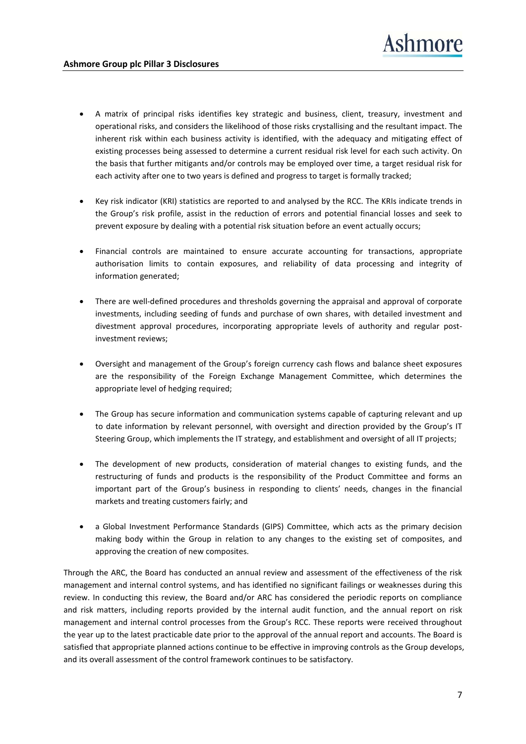- A matrix of principal risks identifies key strategic and business, client, treasury, investment and operational risks, and considers the likelihood of those risks crystallising and the resultant impact. The inherent risk within each business activity is identified, with the adequacy and mitigating effect of existing processes being assessed to determine a current residual risk level for each such activity. On the basis that further mitigants and/or controls may be employed over time, a target residual risk for each activity after one to two years is defined and progress to target is formally tracked;

- Key risk indicator (KRI) statistics are reported to and analysed by the RCC. The KRIs indicate trends in the Group's risk profile, assist in the reduction of errors and potential financial losses and seek to prevent exposure by dealing with a potential risk situation before an event actually occurs;

- Financial controls are maintained to ensure accurate accounting for transactions, appropriate authorisation limits to contain exposures, and reliability of data processing and integrity of information generated;

- There are well-defined procedures and thresholds governing the appraisal and approval of corporate investments, including seeding of funds and purchase of own shares, with detailed investment and divestment approval procedures, incorporating appropriate levels of authority and regular post-investment reviews;

- Oversight and management of the Group's foreign currency cash flows and balance sheet exposures are the responsibility of the Foreign Exchange Management Committee, which determines the appropriate level of hedging required;

- The Group has secure information and communication systems capable of capturing relevant and up to date information by relevant personnel, with oversight and direction provided by the Group's IT Steering Group, which implements the IT strategy, and establishment and oversight of all IT projects;

- The development of new products, consideration of material changes to existing funds, and the restructuring of funds and products is the responsibility of the Product Committee and forms an important part of the Group's business in responding to clients' needs, changes in the financial markets and treating customers fairly; and

- a Global Investment Performance Standards (GIPS) Committee, which acts as the primary decision making body within the Group in relation to any changes to the existing set of composites, and approving the creation of new composites.

Through the ARC, the Board has conducted an annual review and assessment of the effectiveness of the risk management and internal control systems, and has identified no significant failings or weaknesses during this review. In conducting this review, the Board and/or ARC has considered the periodic reports on compliance and risk matters, including reports provided by the internal audit function, and the annual report on risk management and internal control processes from the Group's RCC. These reports were received throughout the year up to the latest practicable date prior to the approval of the annual report and accounts. The Board is satisfied that appropriate planned actions continue to be effective in improving controls as the Group develops, and its overall assessment of the control framework continues to be satisfactory.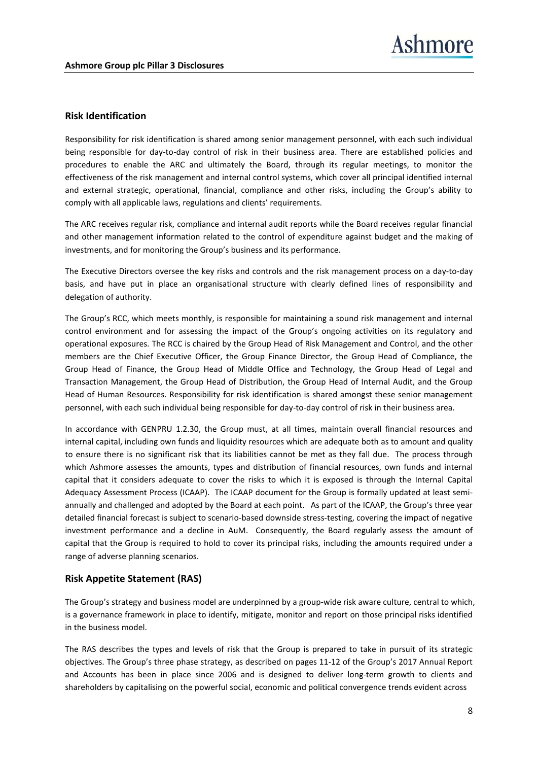## Risk Identification

Responsibility for risk identification is shared among senior management personnel, with each such individual being responsible for day-to-day control of risk in their business area. There are established policies and procedures to enable the ARC and ultimately the Board, through its regular meetings, to monitor the effectiveness of the risk management and internal control systems, which cover all principal identified internal and external strategic, operational, financial, compliance and other risks, including the Group's ability to comply with all applicable laws, regulations and clients' requirements.

The ARC receives regular risk, compliance and internal audit reports while the Board receives regular financial and other management information related to the control of expenditure against budget and the making of investments, and for monitoring the Group's business and its performance.

The Executive Directors oversee the key risks and controls and the risk management process on a day-to-day basis, and have put in place an organisational structure with clearly defined lines of responsibility and delegation of authority.

The Group's RCC, which meets monthly, is responsible for maintaining a sound risk management and internal control environment and for assessing the impact of the Group's ongoing activities on its regulatory and operational exposures. The RCC is chaired by the Group Head of Risk Management and Control, and the other members are the Chief Executive Officer, the Group Finance Director, the Group Head of Compliance, the Group Head of Finance, the Group Head of Middle Office and Technology, the Group Head of Legal and Transaction Management, the Group Head of Distribution, the Group Head of Internal Audit, and the Group Head of Human Resources. Responsibility for risk identification is shared amongst these senior management personnel, with each such individual being responsible for day-to-day control of risk in their business area.

In accordance with GENPRU 1.2.30, the Group must, at all times, maintain overall financial resources and internal capital, including own funds and liquidity resources which are adequate both as to amount and quality to ensure there is no significant risk that its liabilities cannot be met as they fall due. The process through which Ashmore assesses the amounts, types and distribution of financial resources, own funds and internal capital that it considers adequate to cover the risks to which it is exposed is through the Internal Capital Adequacy Assessment Process (ICAAP). The ICAAP document for the Group is formally updated at least semi-annually and challenged and adopted by the Board at each point. As part of the ICAAP, the Group's three year detailed financial forecast is subject to scenario-based downside stress-testing, covering the impact of negative investment performance and a decline in AuM. Consequently, the Board regularly assess the amount of capital that the Group is required to hold to cover its principal risks, including the amounts required under a range of adverse planning scenarios.

## Risk Appetite Statement (RAS)

The Group's strategy and business model are underpinned by a group-wide risk aware culture, central to which, is a governance framework in place to identify, mitigate, monitor and report on those principal risks identified in the business model.

The RAS describes the types and levels of risk that the Group is prepared to take in pursuit of its strategic objectives. The Group's three phase strategy, as described on pages 11-12 of the Group's 2017 Annual Report and Accounts has been in place since 2006 and is designed to deliver long-term growth to clients and shareholders by capitalising on the powerful social, economic and political convergence trends evident across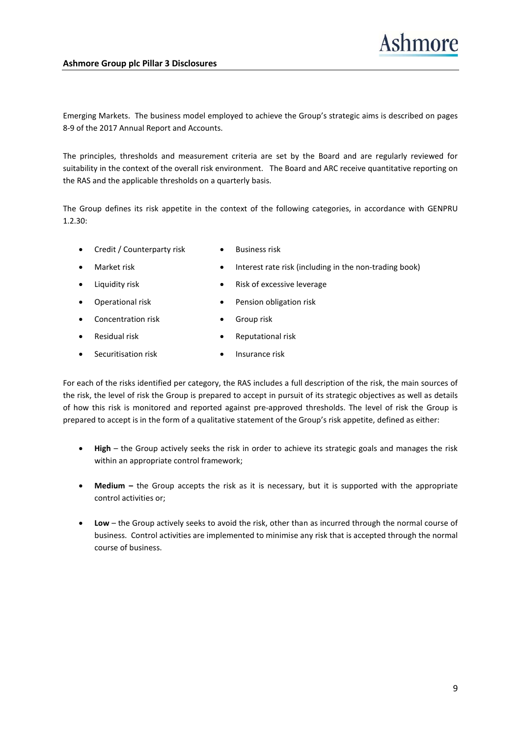Emerging Markets. The business model employed to achieve the Group's strategic aims is described on pages 8-9 of the 2017 Annual Report and Accounts.

The principles, thresholds and measurement criteria are set by the Board and are regularly reviewed for suitability in the context of the overall risk environment. The Board and ARC receive quantitative reporting on the RAS and the applicable thresholds on a quarterly basis.

The Group defines its risk appetite in the context of the following categories, in accordance with GENPRU 1.2.30:

- Credit / Counterparty risk
- Market risk
- Liquidity risk
- Operational risk
- Concentration risk
- Residual risk
- Securitisation risk
- Business risk
- Interest rate risk (including in the non-trading book)
- Risk of excessive leverage
- Pension obligation risk
- Group risk
- Reputational risk
- Insurance risk

For each of the risks identified per category, the RAS includes a full description of the risk, the main sources of the risk, the level of risk the Group is prepared to accept in pursuit of its strategic objectives as well as details of how this risk is monitored and reported against pre-approved thresholds. The level of risk the Group is prepared to accept is in the form of a qualitative statement of the Group's risk appetite, defined as either:

- **High** – the Group actively seeks the risk in order to achieve its strategic goals and manages the risk within an appropriate control framework;
- **Medium –** the Group accepts the risk as it is necessary, but it is supported with the appropriate control activities or;
- **Low** – the Group actively seeks to avoid the risk, other than as incurred through the normal course of business. Control activities are implemented to minimise any risk that is accepted through the normal course of business.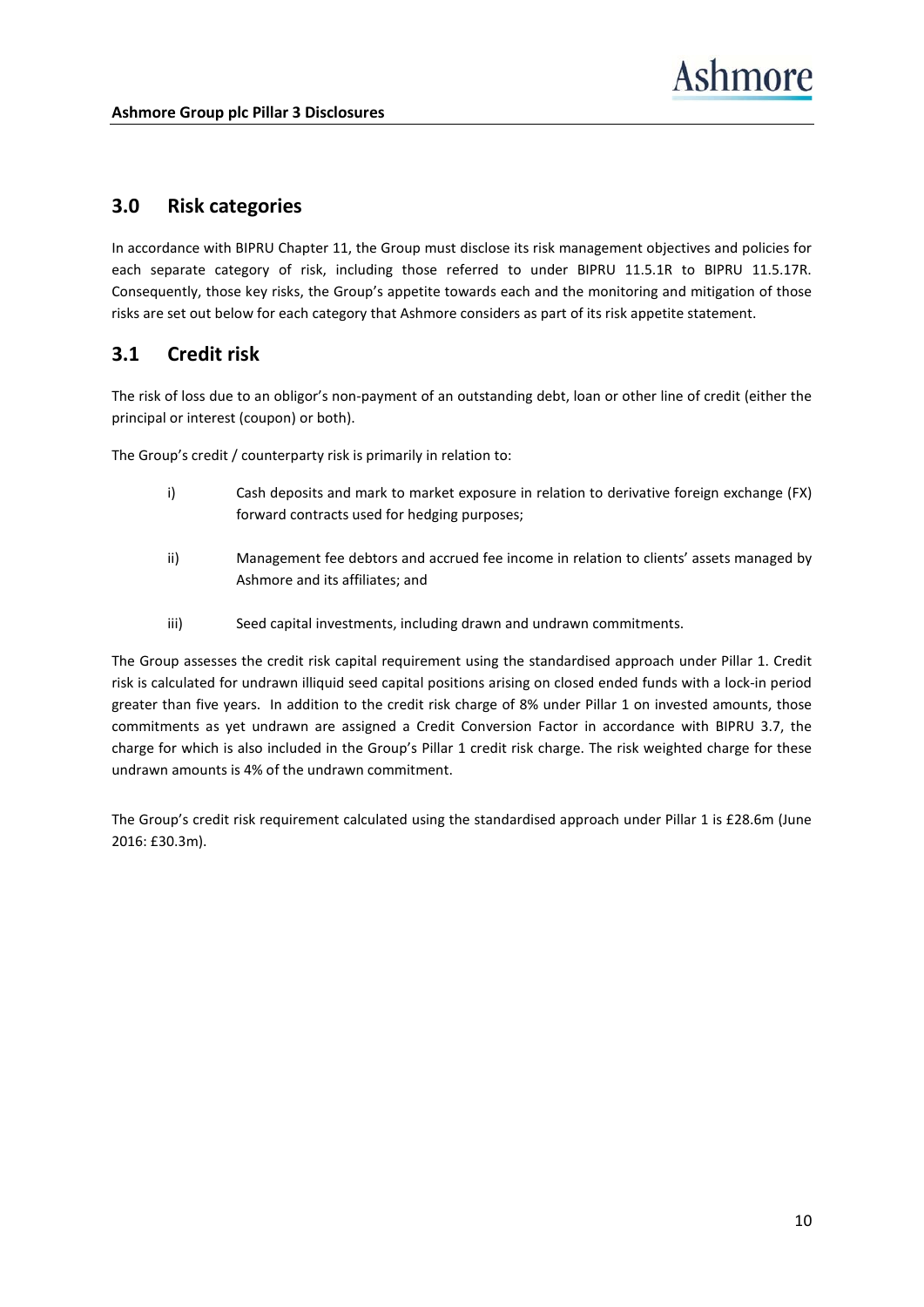## 3.0 Risk categories

In accordance with BIPRU Chapter 11, the Group must disclose its risk management objectives and policies for each separate category of risk, including those referred to under BIPRU 11.5.1R to BIPRU 11.5.17R. Consequently, those key risks, the Group's appetite towards each and the monitoring and mitigation of those risks are set out below for each category that Ashmore considers as part of its risk appetite statement.

## 3.1 Credit risk

The risk of loss due to an obligor's non-payment of an outstanding debt, loan or other line of credit (either the principal or interest (coupon) or both).

The Group's credit / counterparty risk is primarily in relation to:

i) Cash deposits and mark to market exposure in relation to derivative foreign exchange (FX) forward contracts used for hedging purposes;

ii) Management fee debtors and accrued fee income in relation to clients' assets managed by Ashmore and its affiliates; and

iii) Seed capital investments, including drawn and undrawn commitments.

The Group assesses the credit risk capital requirement using the standardised approach under Pillar 1. Credit risk is calculated for undrawn illiquid seed capital positions arising on closed ended funds with a lock-in period greater than five years. In addition to the credit risk charge of 8% under Pillar 1 on invested amounts, those commitments as yet undrawn are assigned a Credit Conversion Factor in accordance with BIPRU 3.7, the charge for which is also included in the Group's Pillar 1 credit risk charge. The risk weighted charge for these undrawn amounts is 4% of the undrawn commitment.

The Group's credit risk requirement calculated using the standardised approach under Pillar 1 is £28.6m (June 2016: £30.3m).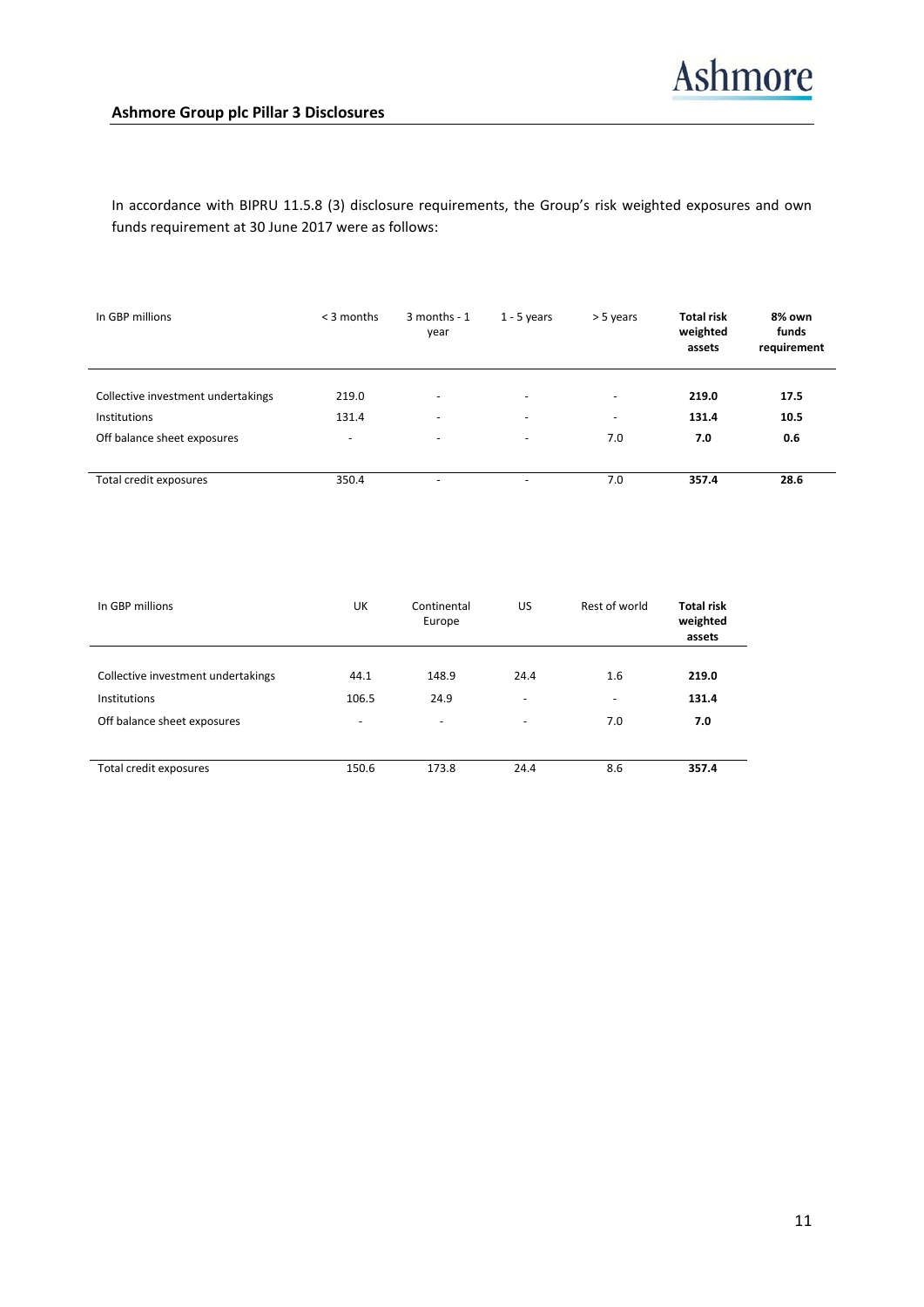In accordance with BIPRU 11.5.8 (3) disclosure requirements, the Group's risk weighted exposures and own funds requirement at 30 June 2017 were as follows:

| In GBP millions | < 3 months | 3 months - 1 year | 1 - 5 years | > 5 years | **Total risk weighted assets** | **8% own funds requirement** |
|---|---|---|---|---|---|---|
| Collective investment undertakings | 219.0 | - | - | - | **219.0** | **17.5** |
| Institutions | 131.4 | - | - | - | **131.4** | **10.5** |
| Off balance sheet exposures | - | - | - | 7.0 | **7.0** | **0.6** |
| Total credit exposures | 350.4 | - | - | 7.0 | **357.4** | **28.6** |

| In GBP millions | UK | Continental Europe | US | Rest of world | **Total risk weighted assets** |
|---|---|---|---|---|---|
| Collective investment undertakings | 44.1 | 148.9 | 24.4 | 1.6 | **219.0** |
| Institutions | 106.5 | 24.9 | - | - | **131.4** |
| Off balance sheet exposures | - | - | - | 7.0 | **7.0** |
| Total credit exposures | 150.6 | 173.8 | 24.4 | 8.6 | **357.4** |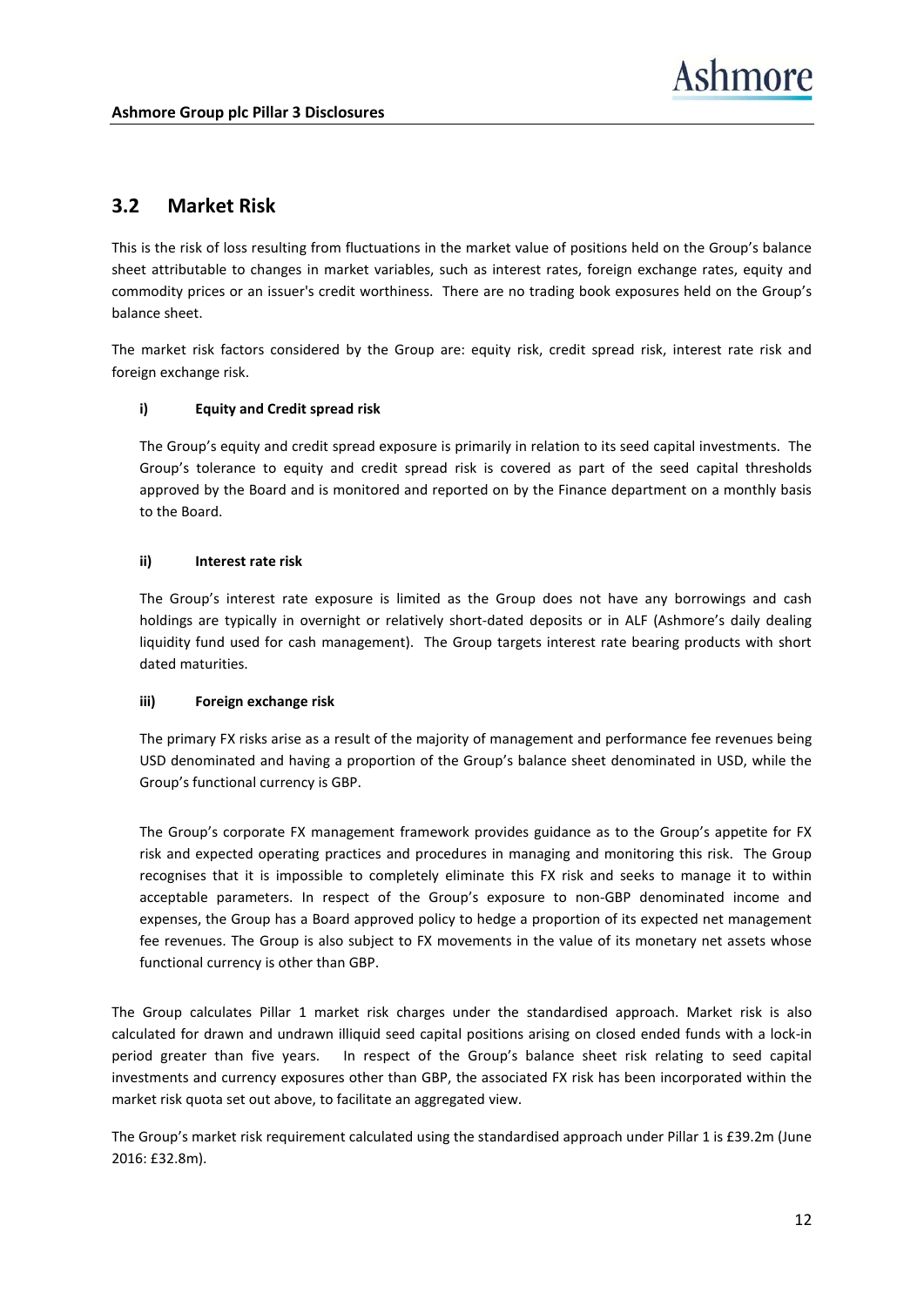## 3.2 Market Risk

This is the risk of loss resulting from fluctuations in the market value of positions held on the Group's balance sheet attributable to changes in market variables, such as interest rates, foreign exchange rates, equity and commodity prices or an issuer's credit worthiness. There are no trading book exposures held on the Group's balance sheet.

The market risk factors considered by the Group are: equity risk, credit spread risk, interest rate risk and foreign exchange risk.

**i) Equity and Credit spread risk**

The Group's equity and credit spread exposure is primarily in relation to its seed capital investments. The Group's tolerance to equity and credit spread risk is covered as part of the seed capital thresholds approved by the Board and is monitored and reported on by the Finance department on a monthly basis to the Board.

**ii) Interest rate risk**

The Group's interest rate exposure is limited as the Group does not have any borrowings and cash holdings are typically in overnight or relatively short-dated deposits or in ALF (Ashmore's daily dealing liquidity fund used for cash management). The Group targets interest rate bearing products with short dated maturities.

**iii) Foreign exchange risk**

The primary FX risks arise as a result of the majority of management and performance fee revenues being USD denominated and having a proportion of the Group's balance sheet denominated in USD, while the Group's functional currency is GBP.

The Group's corporate FX management framework provides guidance as to the Group's appetite for FX risk and expected operating practices and procedures in managing and monitoring this risk. The Group recognises that it is impossible to completely eliminate this FX risk and seeks to manage it to within acceptable parameters. In respect of the Group's exposure to non-GBP denominated income and expenses, the Group has a Board approved policy to hedge a proportion of its expected net management fee revenues. The Group is also subject to FX movements in the value of its monetary net assets whose functional currency is other than GBP.

The Group calculates Pillar 1 market risk charges under the standardised approach. Market risk is also calculated for drawn and undrawn illiquid seed capital positions arising on closed ended funds with a lock-in period greater than five years. In respect of the Group's balance sheet risk relating to seed capital investments and currency exposures other than GBP, the associated FX risk has been incorporated within the market risk quota set out above, to facilitate an aggregated view.

The Group's market risk requirement calculated using the standardised approach under Pillar 1 is £39.2m (June 2016: £32.8m).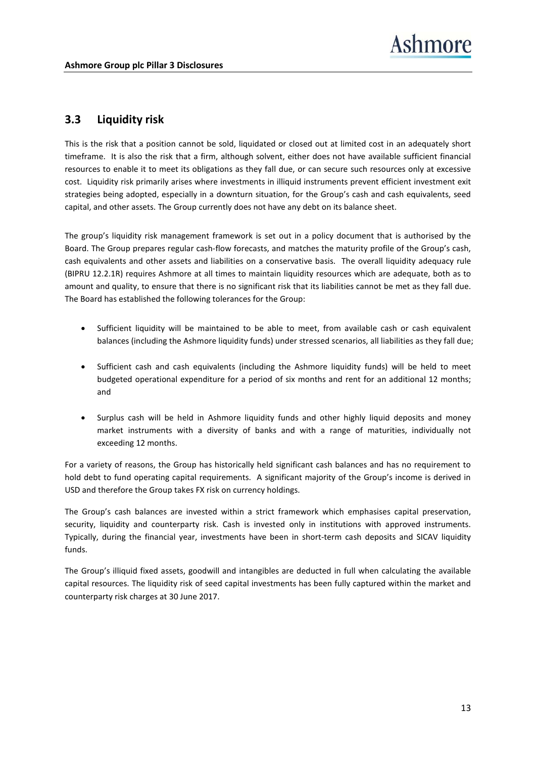## 3.3 Liquidity risk

This is the risk that a position cannot be sold, liquidated or closed out at limited cost in an adequately short timeframe. It is also the risk that a firm, although solvent, either does not have available sufficient financial resources to enable it to meet its obligations as they fall due, or can secure such resources only at excessive cost. Liquidity risk primarily arises where investments in illiquid instruments prevent efficient investment exit strategies being adopted, especially in a downturn situation, for the Group's cash and cash equivalents, seed capital, and other assets. The Group currently does not have any debt on its balance sheet.

The group's liquidity risk management framework is set out in a policy document that is authorised by the Board. The Group prepares regular cash-flow forecasts, and matches the maturity profile of the Group's cash, cash equivalents and other assets and liabilities on a conservative basis. The overall liquidity adequacy rule (BIPRU 12.2.1R) requires Ashmore at all times to maintain liquidity resources which are adequate, both as to amount and quality, to ensure that there is no significant risk that its liabilities cannot be met as they fall due. The Board has established the following tolerances for the Group:

- Sufficient liquidity will be maintained to be able to meet, from available cash or cash equivalent balances (including the Ashmore liquidity funds) under stressed scenarios, all liabilities as they fall due;
- Sufficient cash and cash equivalents (including the Ashmore liquidity funds) will be held to meet budgeted operational expenditure for a period of six months and rent for an additional 12 months; and
- Surplus cash will be held in Ashmore liquidity funds and other highly liquid deposits and money market instruments with a diversity of banks and with a range of maturities, individually not exceeding 12 months.

For a variety of reasons, the Group has historically held significant cash balances and has no requirement to hold debt to fund operating capital requirements. A significant majority of the Group's income is derived in USD and therefore the Group takes FX risk on currency holdings.

The Group's cash balances are invested within a strict framework which emphasises capital preservation, security, liquidity and counterparty risk. Cash is invested only in institutions with approved instruments. Typically, during the financial year, investments have been in short-term cash deposits and SICAV liquidity funds.

The Group's illiquid fixed assets, goodwill and intangibles are deducted in full when calculating the available capital resources. The liquidity risk of seed capital investments has been fully captured within the market and counterparty risk charges at 30 June 2017.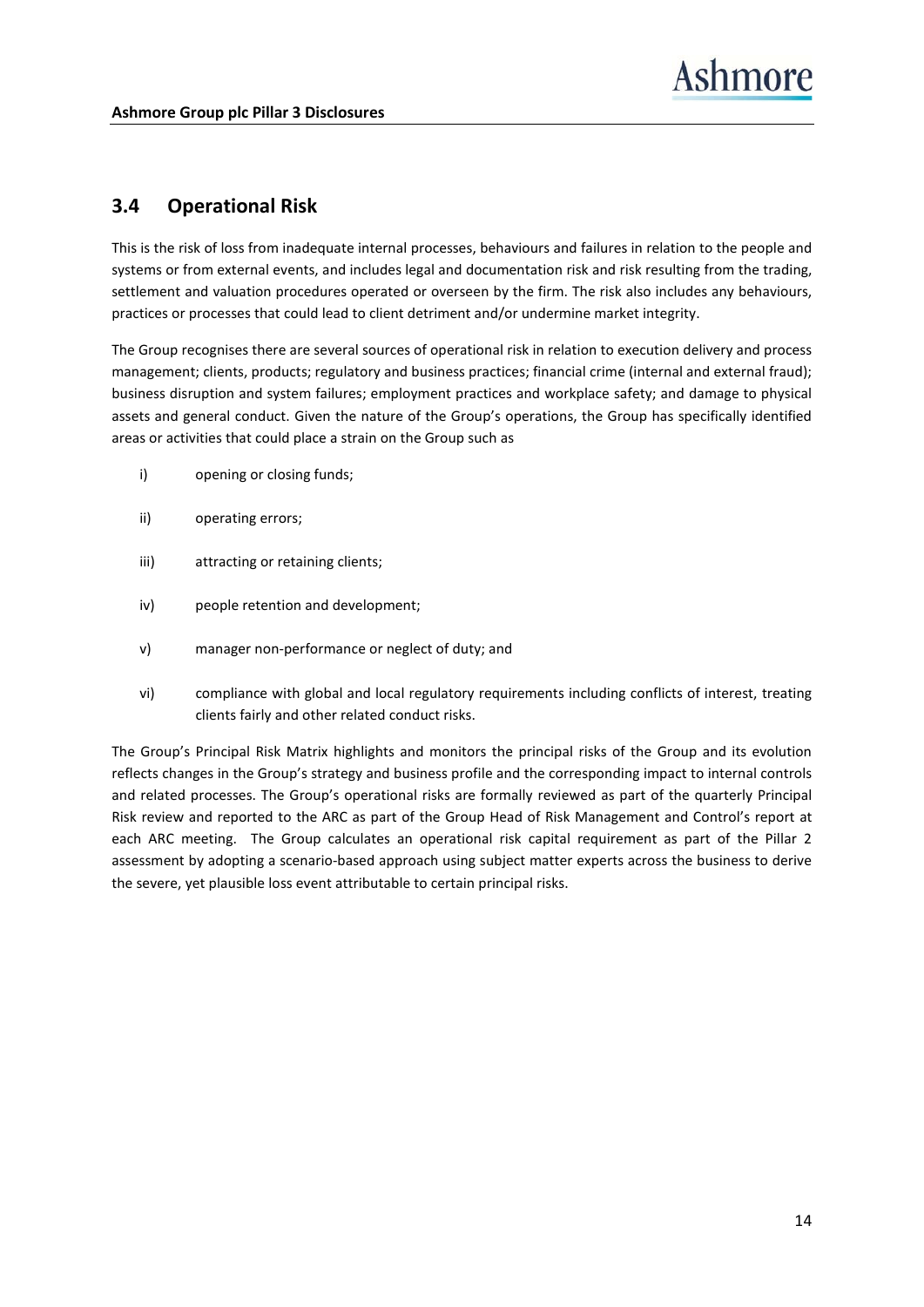## 3.4 Operational Risk

This is the risk of loss from inadequate internal processes, behaviours and failures in relation to the people and systems or from external events, and includes legal and documentation risk and risk resulting from the trading, settlement and valuation procedures operated or overseen by the firm. The risk also includes any behaviours, practices or processes that could lead to client detriment and/or undermine market integrity.

The Group recognises there are several sources of operational risk in relation to execution delivery and process management; clients, products; regulatory and business practices; financial crime (internal and external fraud); business disruption and system failures; employment practices and workplace safety; and damage to physical assets and general conduct. Given the nature of the Group's operations, the Group has specifically identified areas or activities that could place a strain on the Group such as

i) opening or closing funds;

ii) operating errors;

iii) attracting or retaining clients;

iv) people retention and development;

v) manager non-performance or neglect of duty; and

vi) compliance with global and local regulatory requirements including conflicts of interest, treating clients fairly and other related conduct risks.

The Group's Principal Risk Matrix highlights and monitors the principal risks of the Group and its evolution reflects changes in the Group's strategy and business profile and the corresponding impact to internal controls and related processes. The Group's operational risks are formally reviewed as part of the quarterly Principal Risk review and reported to the ARC as part of the Group Head of Risk Management and Control's report at each ARC meeting. The Group calculates an operational risk capital requirement as part of the Pillar 2 assessment by adopting a scenario-based approach using subject matter experts across the business to derive the severe, yet plausible loss event attributable to certain principal risks.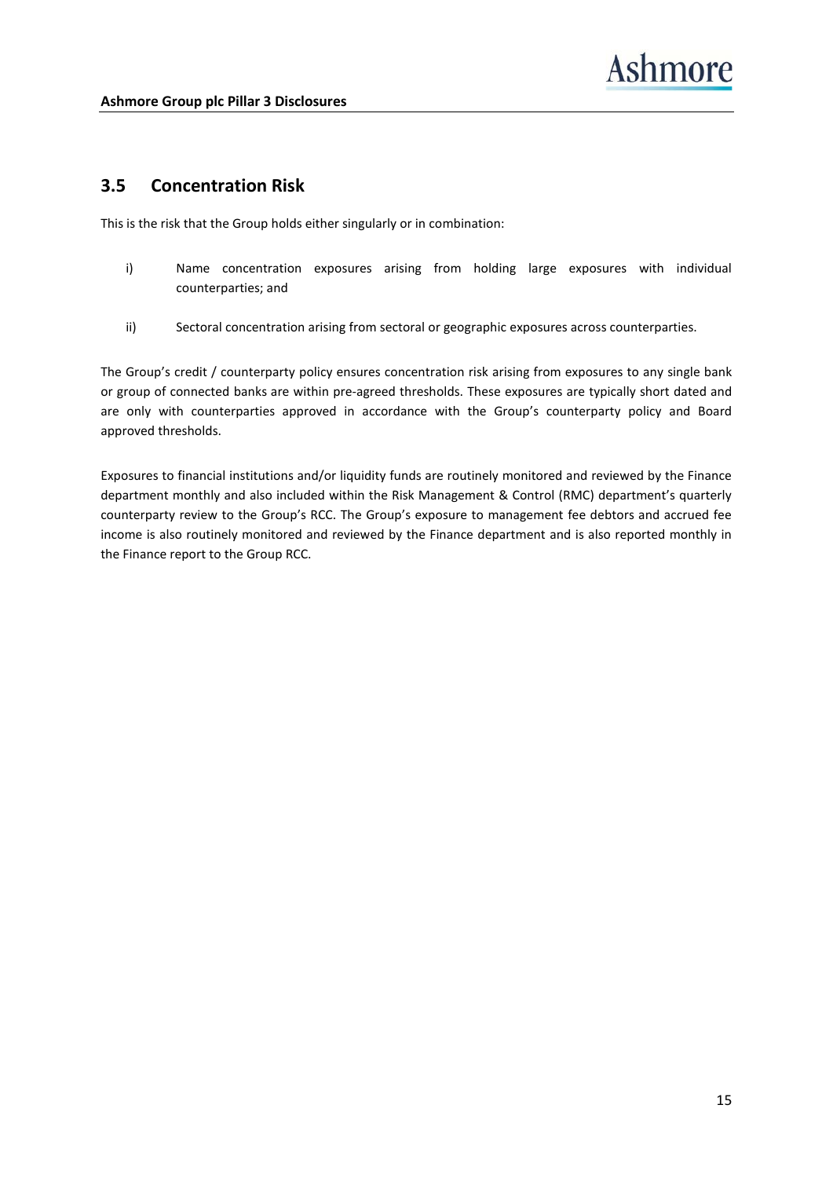## 3.5 Concentration Risk

This is the risk that the Group holds either singularly or in combination:

i) Name concentration exposures arising from holding large exposures with individual counterparties; and

ii) Sectoral concentration arising from sectoral or geographic exposures across counterparties.

The Group's credit / counterparty policy ensures concentration risk arising from exposures to any single bank or group of connected banks are within pre-agreed thresholds. These exposures are typically short dated and are only with counterparties approved in accordance with the Group's counterparty policy and Board approved thresholds.

Exposures to financial institutions and/or liquidity funds are routinely monitored and reviewed by the Finance department monthly and also included within the Risk Management & Control (RMC) department's quarterly counterparty review to the Group's RCC. The Group's exposure to management fee debtors and accrued fee income is also routinely monitored and reviewed by the Finance department and is also reported monthly in the Finance report to the Group RCC.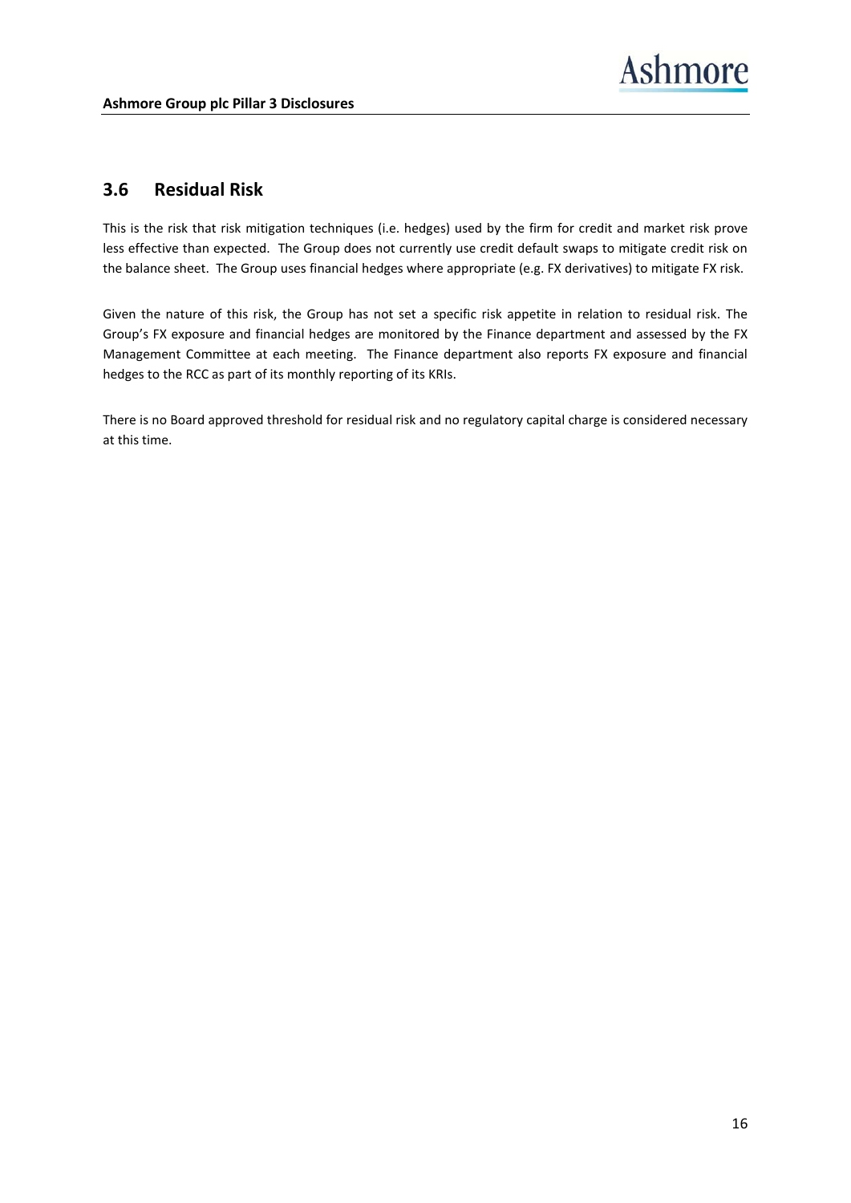## 3.6 Residual Risk

This is the risk that risk mitigation techniques (i.e. hedges) used by the firm for credit and market risk prove less effective than expected. The Group does not currently use credit default swaps to mitigate credit risk on the balance sheet. The Group uses financial hedges where appropriate (e.g. FX derivatives) to mitigate FX risk.

Given the nature of this risk, the Group has not set a specific risk appetite in relation to residual risk. The Group's FX exposure and financial hedges are monitored by the Finance department and assessed by the FX Management Committee at each meeting. The Finance department also reports FX exposure and financial hedges to the RCC as part of its monthly reporting of its KRIs.

There is no Board approved threshold for residual risk and no regulatory capital charge is considered necessary at this time.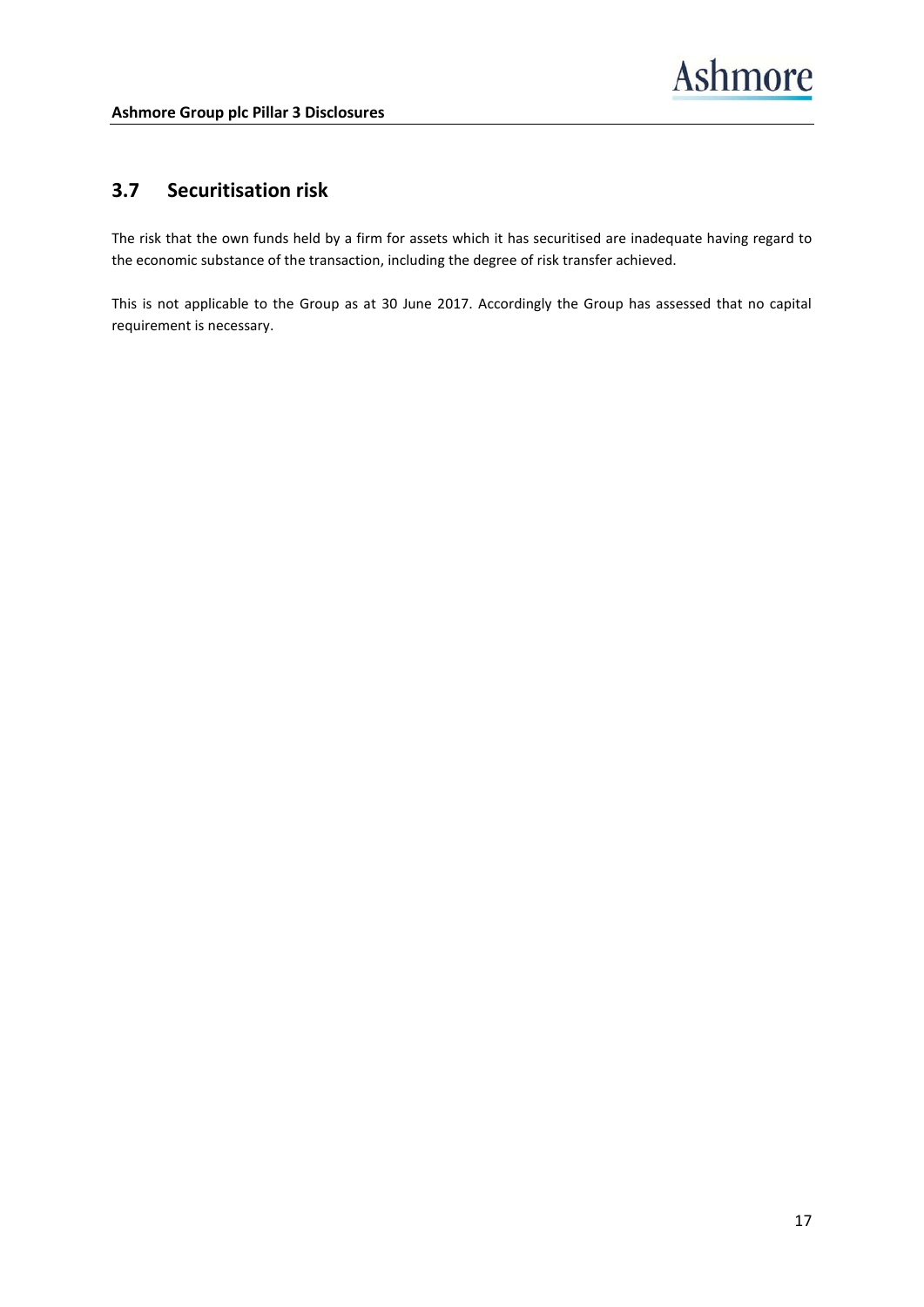## 3.7 Securitisation risk

The risk that the own funds held by a firm for assets which it has securitised are inadequate having regard to the economic substance of the transaction, including the degree of risk transfer achieved.

This is not applicable to the Group as at 30 June 2017. Accordingly the Group has assessed that no capital requirement is necessary.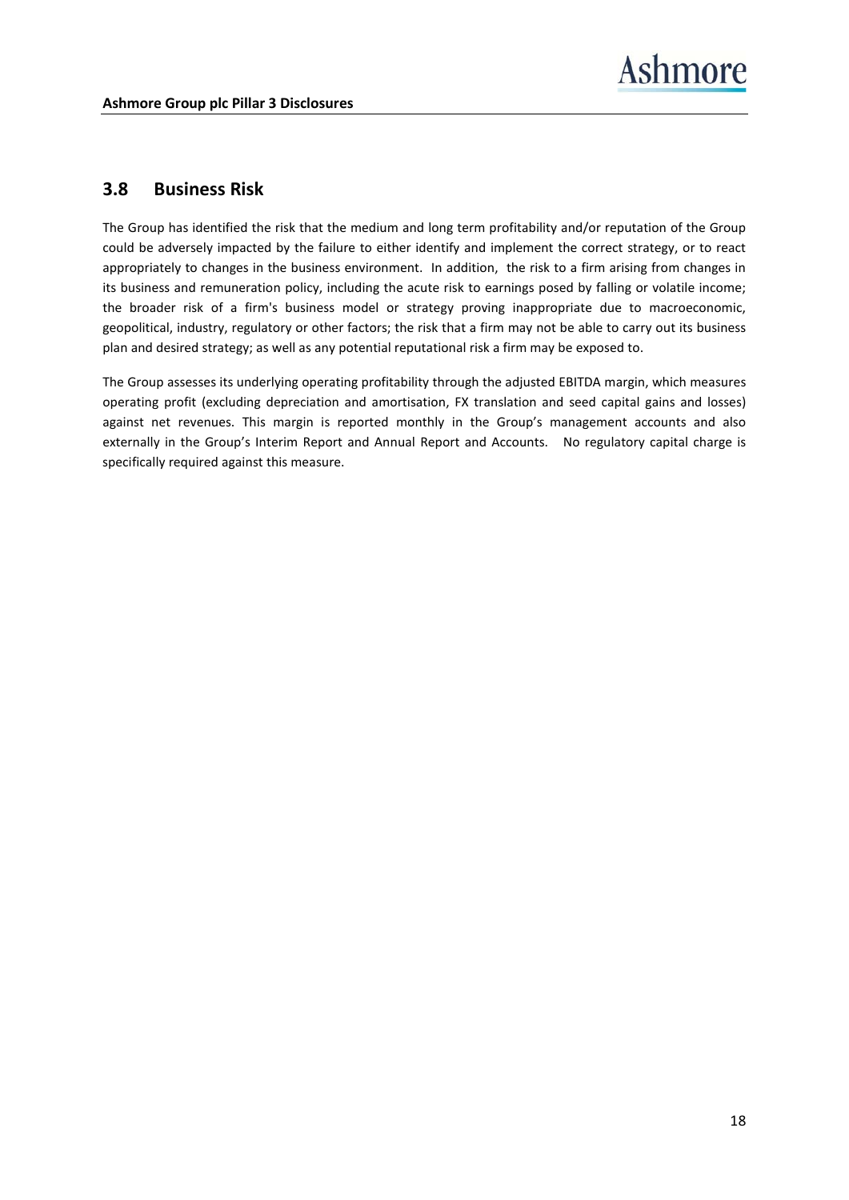## 3.8 Business Risk

The Group has identified the risk that the medium and long term profitability and/or reputation of the Group could be adversely impacted by the failure to either identify and implement the correct strategy, or to react appropriately to changes in the business environment. In addition, the risk to a firm arising from changes in its business and remuneration policy, including the acute risk to earnings posed by falling or volatile income; the broader risk of a firm's business model or strategy proving inappropriate due to macroeconomic, geopolitical, industry, regulatory or other factors; the risk that a firm may not be able to carry out its business plan and desired strategy; as well as any potential reputational risk a firm may be exposed to.

The Group assesses its underlying operating profitability through the adjusted EBITDA margin, which measures operating profit (excluding depreciation and amortisation, FX translation and seed capital gains and losses) against net revenues. This margin is reported monthly in the Group's management accounts and also externally in the Group's Interim Report and Annual Report and Accounts. No regulatory capital charge is specifically required against this measure.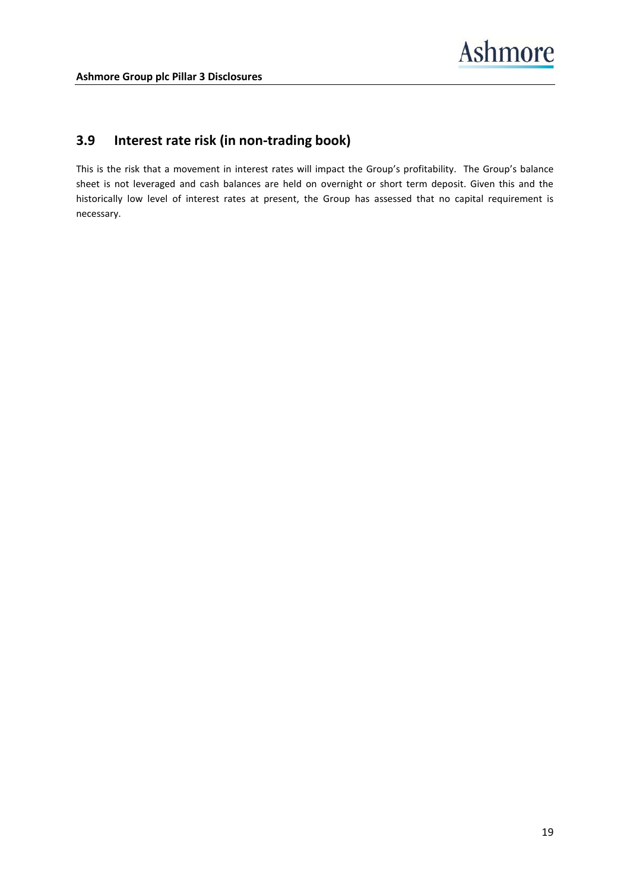## 3.9 Interest rate risk (in non-trading book)

This is the risk that a movement in interest rates will impact the Group's profitability. The Group's balance sheet is not leveraged and cash balances are held on overnight or short term deposit. Given this and the historically low level of interest rates at present, the Group has assessed that no capital requirement is necessary.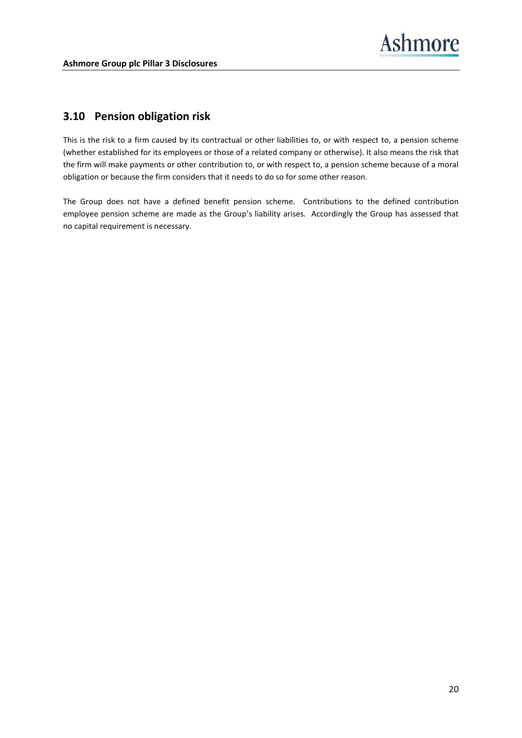## 3.10 Pension obligation risk

This is the risk to a firm caused by its contractual or other liabilities to, or with respect to, a pension scheme (whether established for its employees or those of a related company or otherwise). It also means the risk that the firm will make payments or other contribution to, or with respect to, a pension scheme because of a moral obligation or because the firm considers that it needs to do so for some other reason.

The Group does not have a defined benefit pension scheme. Contributions to the defined contribution employee pension scheme are made as the Group's liability arises. Accordingly the Group has assessed that no capital requirement is necessary.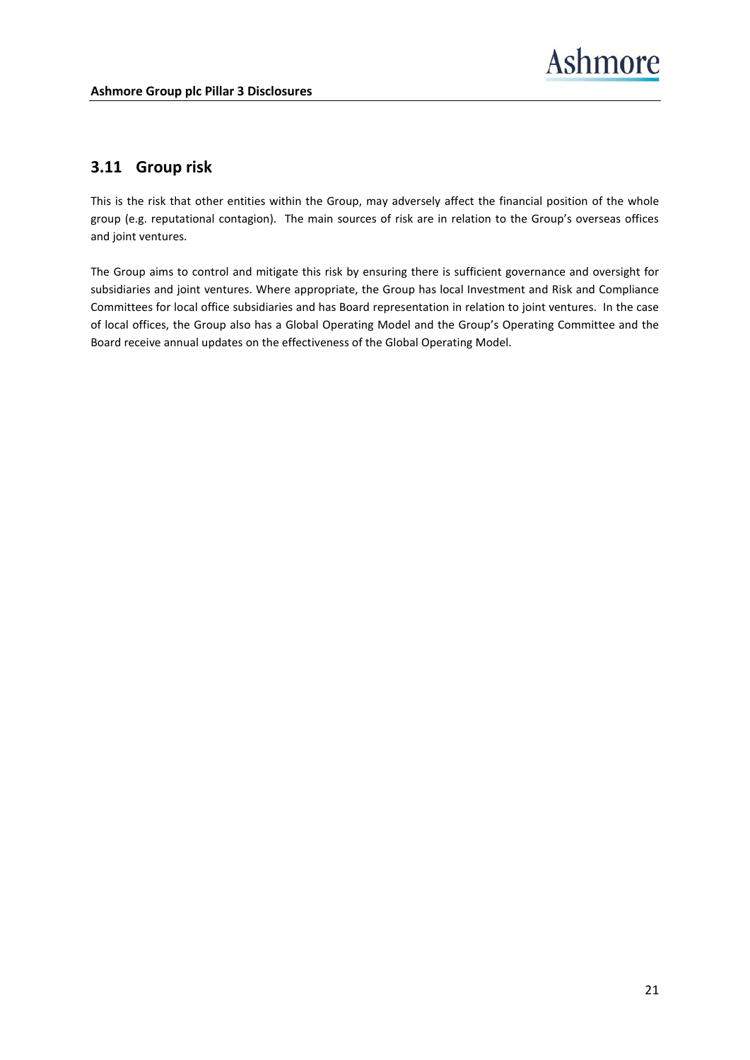## 3.11 Group risk

This is the risk that other entities within the Group, may adversely affect the financial position of the whole group (e.g. reputational contagion). The main sources of risk are in relation to the Group's overseas offices and joint ventures.

The Group aims to control and mitigate this risk by ensuring there is sufficient governance and oversight for subsidiaries and joint ventures. Where appropriate, the Group has local Investment and Risk and Compliance Committees for local office subsidiaries and has Board representation in relation to joint ventures. In the case of local offices, the Group also has a Global Operating Model and the Group's Operating Committee and the Board receive annual updates on the effectiveness of the Global Operating Model.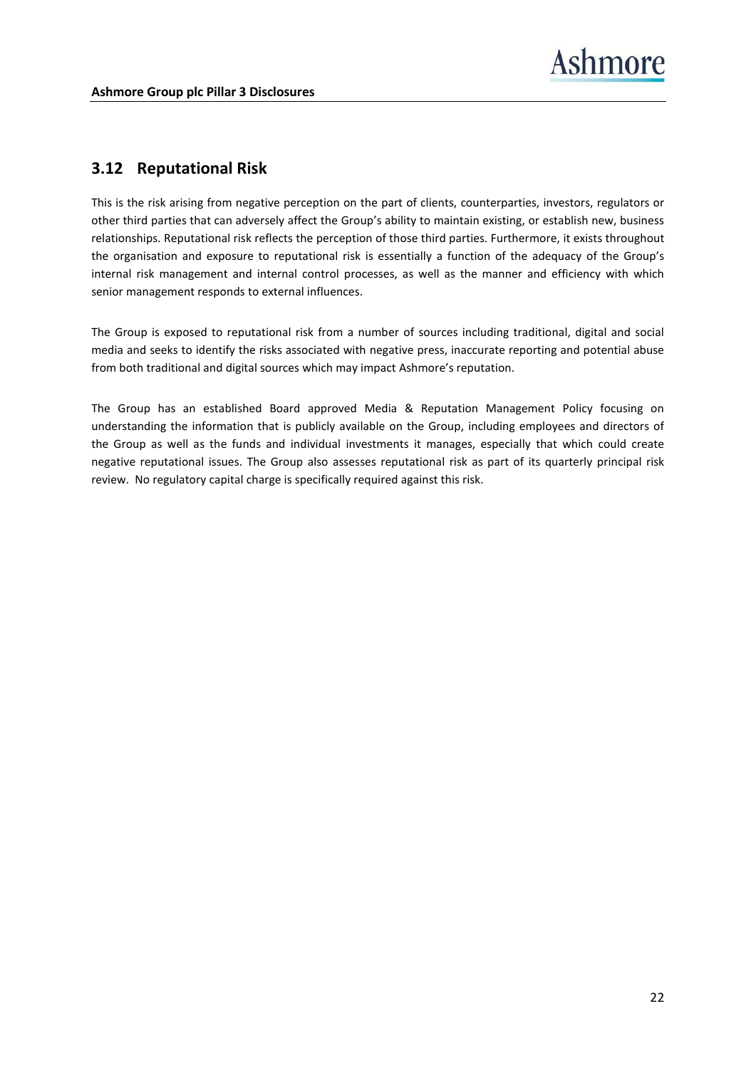## 3.12 Reputational Risk

This is the risk arising from negative perception on the part of clients, counterparties, investors, regulators or other third parties that can adversely affect the Group's ability to maintain existing, or establish new, business relationships. Reputational risk reflects the perception of those third parties. Furthermore, it exists throughout the organisation and exposure to reputational risk is essentially a function of the adequacy of the Group's internal risk management and internal control processes, as well as the manner and efficiency with which senior management responds to external influences.

The Group is exposed to reputational risk from a number of sources including traditional, digital and social media and seeks to identify the risks associated with negative press, inaccurate reporting and potential abuse from both traditional and digital sources which may impact Ashmore's reputation.

The Group has an established Board approved Media & Reputation Management Policy focusing on understanding the information that is publicly available on the Group, including employees and directors of the Group as well as the funds and individual investments it manages, especially that which could create negative reputational issues. The Group also assesses reputational risk as part of its quarterly principal risk review. No regulatory capital charge is specifically required against this risk.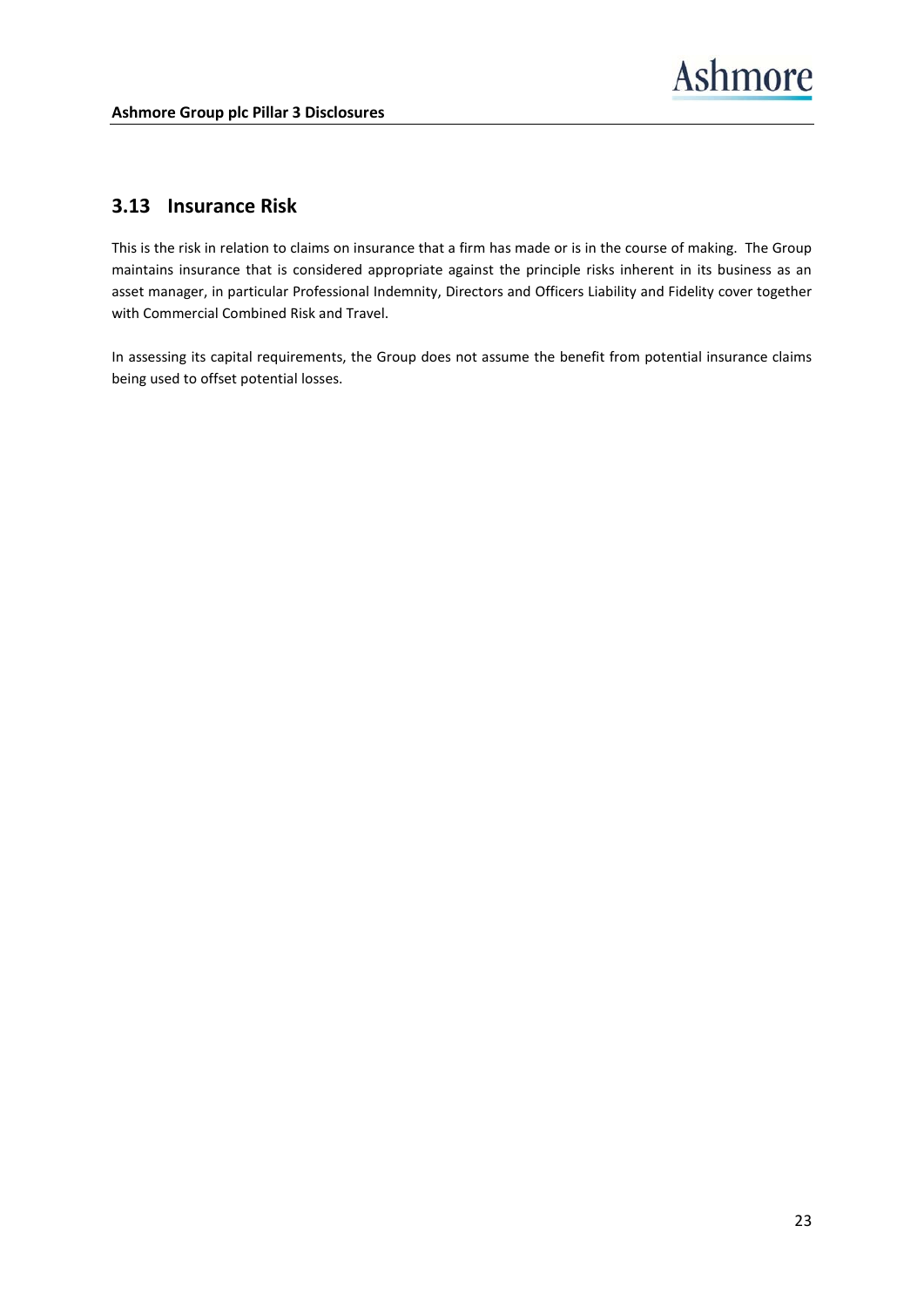## 3.13 Insurance Risk

This is the risk in relation to claims on insurance that a firm has made or is in the course of making. The Group maintains insurance that is considered appropriate against the principle risks inherent in its business as an asset manager, in particular Professional Indemnity, Directors and Officers Liability and Fidelity cover together with Commercial Combined Risk and Travel.

In assessing its capital requirements, the Group does not assume the benefit from potential insurance claims being used to offset potential losses.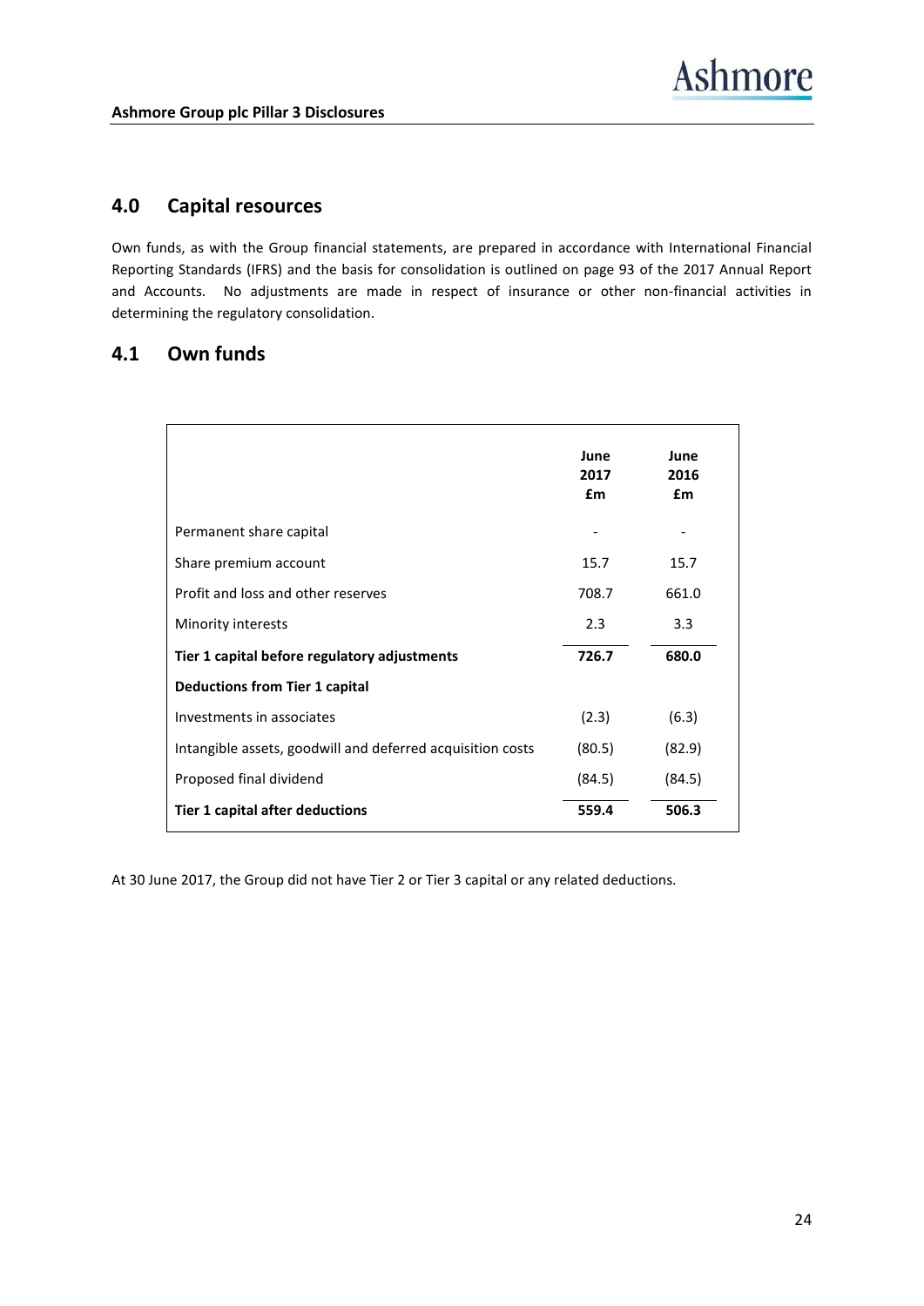## 4.0 Capital resources

Own funds, as with the Group financial statements, are prepared in accordance with International Financial Reporting Standards (IFRS) and the basis for consolidation is outlined on page 93 of the 2017 Annual Report and Accounts. No adjustments are made in respect of insurance or other non-financial activities in determining the regulatory consolidation.

## 4.1 Own funds

| | June 2017 £m | June 2016 £m |
|---|---|---|
| Permanent share capital | - | - |
| Share premium account | 15.7 | 15.7 |
| Profit and loss and other reserves | 708.7 | 661.0 |
| Minority interests | 2.3 | 3.3 |
| **Tier 1 capital before regulatory adjustments** | **726.7** | **680.0** |
| **Deductions from Tier 1 capital** | | |
| Investments in associates | (2.3) | (6.3) |
| Intangible assets, goodwill and deferred acquisition costs | (80.5) | (82.9) |
| Proposed final dividend | (84.5) | (84.5) |
| **Tier 1 capital after deductions** | **559.4** | **506.3** |

At 30 June 2017, the Group did not have Tier 2 or Tier 3 capital or any related deductions.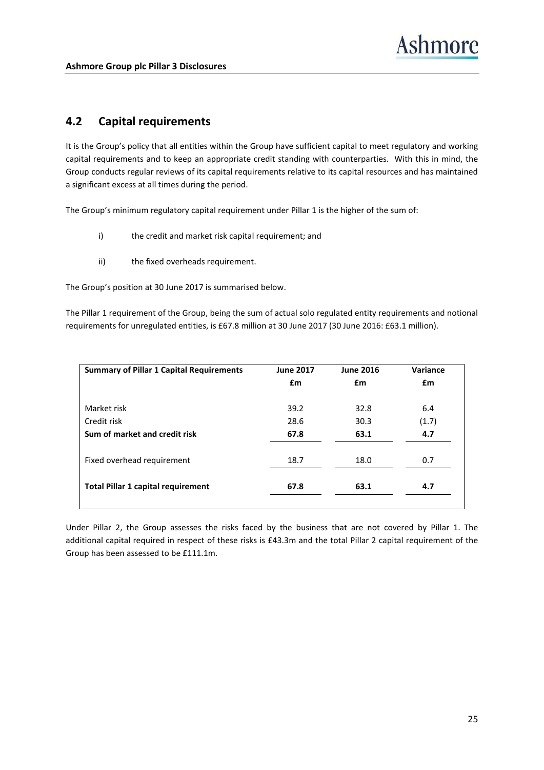## 4.2 Capital requirements

It is the Group's policy that all entities within the Group have sufficient capital to meet regulatory and working capital requirements and to keep an appropriate credit standing with counterparties. With this in mind, the Group conducts regular reviews of its capital requirements relative to its capital resources and has maintained a significant excess at all times during the period.

The Group's minimum regulatory capital requirement under Pillar 1 is the higher of the sum of:

i) the credit and market risk capital requirement; and

ii) the fixed overheads requirement.

The Group's position at 30 June 2017 is summarised below.

The Pillar 1 requirement of the Group, being the sum of actual solo regulated entity requirements and notional requirements for unregulated entities, is £67.8 million at 30 June 2017 (30 June 2016: £63.1 million).

| **Summary of Pillar 1 Capital Requirements** | **June 2017** | **June 2016** | **Variance** |
|---|---|---|---|
| | **£m** | **£m** | **£m** |
| Market risk | 39.2 | 32.8 | 6.4 |
| Credit risk | 28.6 | 30.3 | (1.7) |
| **Sum of market and credit risk** | **67.8** | **63.1** | **4.7** |
| Fixed overhead requirement | 18.7 | 18.0 | 0.7 |
| **Total Pillar 1 capital requirement** | **67.8** | **63.1** | **4.7** |

Under Pillar 2, the Group assesses the risks faced by the business that are not covered by Pillar 1. The additional capital required in respect of these risks is £43.3m and the total Pillar 2 capital requirement of the Group has been assessed to be £111.1m.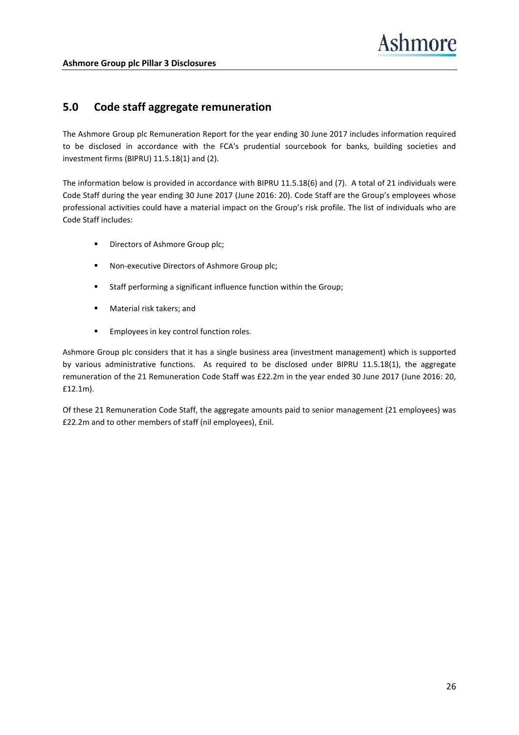## 5.0 Code staff aggregate remuneration

The Ashmore Group plc Remuneration Report for the year ending 30 June 2017 includes information required to be disclosed in accordance with the FCA's prudential sourcebook for banks, building societies and investment firms (BIPRU) 11.5.18(1) and (2).

The information below is provided in accordance with BIPRU 11.5.18(6) and (7). A total of 21 individuals were Code Staff during the year ending 30 June 2017 (June 2016: 20). Code Staff are the Group's employees whose professional activities could have a material impact on the Group's risk profile. The list of individuals who are Code Staff includes:

- Directors of Ashmore Group plc;
- Non-executive Directors of Ashmore Group plc;
- Staff performing a significant influence function within the Group;
- Material risk takers; and
- Employees in key control function roles.

Ashmore Group plc considers that it has a single business area (investment management) which is supported by various administrative functions. As required to be disclosed under BIPRU 11.5.18(1), the aggregate remuneration of the 21 Remuneration Code Staff was £22.2m in the year ended 30 June 2017 (June 2016: 20, £12.1m).

Of these 21 Remuneration Code Staff, the aggregate amounts paid to senior management (21 employees) was £22.2m and to other members of staff (nil employees), £nil.